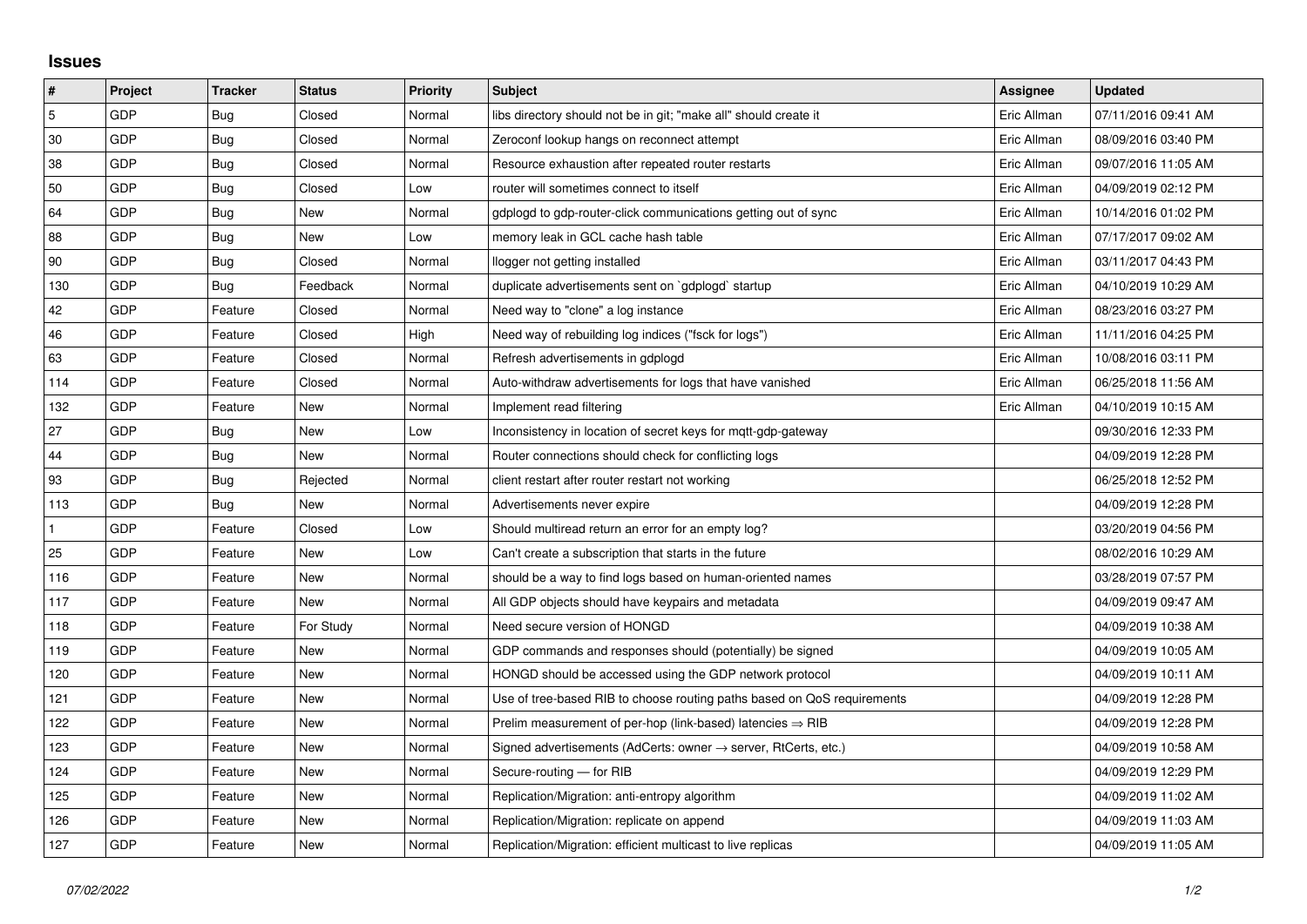## Issues

| # | Project | Tracker | Status | Priority | Subject | Assignee | Updated |
|---|---|---|---|---|---|---|---|
| 5 | GDP | Bug | Closed | Normal | libs directory should not be in git; "make all" should create it | Eric Allman | 07/11/2016 09:41 AM |
| 30 | GDP | Bug | Closed | Normal | Zeroconf lookup hangs on reconnect attempt | Eric Allman | 08/09/2016 03:40 PM |
| 38 | GDP | Bug | Closed | Normal | Resource exhaustion after repeated router restarts | Eric Allman | 09/07/2016 11:05 AM |
| 50 | GDP | Bug | Closed | Low | router will sometimes connect to itself | Eric Allman | 04/09/2019 02:12 PM |
| 64 | GDP | Bug | New | Normal | gdplogd to gdp-router-click communications getting out of sync | Eric Allman | 10/14/2016 01:02 PM |
| 88 | GDP | Bug | New | Low | memory leak in GCL cache hash table | Eric Allman | 07/17/2017 09:02 AM |
| 90 | GDP | Bug | Closed | Normal | llogger not getting installed | Eric Allman | 03/11/2017 04:43 PM |
| 130 | GDP | Bug | Feedback | Normal | duplicate advertisements sent on `gdplogd` startup | Eric Allman | 04/10/2019 10:29 AM |
| 42 | GDP | Feature | Closed | Normal | Need way to "clone" a log instance | Eric Allman | 08/23/2016 03:27 PM |
| 46 | GDP | Feature | Closed | High | Need way of rebuilding log indices ("fsck for logs") | Eric Allman | 11/11/2016 04:25 PM |
| 63 | GDP | Feature | Closed | Normal | Refresh advertisements in gdplogd | Eric Allman | 10/08/2016 03:11 PM |
| 114 | GDP | Feature | Closed | Normal | Auto-withdraw advertisements for logs that have vanished | Eric Allman | 06/25/2018 11:56 AM |
| 132 | GDP | Feature | New | Normal | Implement read filtering | Eric Allman | 04/10/2019 10:15 AM |
| 27 | GDP | Bug | New | Low | Inconsistency in location of secret keys for mqtt-gdp-gateway | | 09/30/2016 12:33 PM |
| 44 | GDP | Bug | New | Normal | Router connections should check for conflicting logs | | 04/09/2019 12:28 PM |
| 93 | GDP | Bug | Rejected | Normal | client restart after router restart not working | | 06/25/2018 12:52 PM |
| 113 | GDP | Bug | New | Normal | Advertisements never expire | | 04/09/2019 12:28 PM |
| 1 | GDP | Feature | Closed | Low | Should multiread return an error for an empty log? | | 03/20/2019 04:56 PM |
| 25 | GDP | Feature | New | Low | Can't create a subscription that starts in the future | | 08/02/2016 10:29 AM |
| 116 | GDP | Feature | New | Normal | should be a way to find logs based on human-oriented names | | 03/28/2019 07:57 PM |
| 117 | GDP | Feature | New | Normal | All GDP objects should have keypairs and metadata | | 04/09/2019 09:47 AM |
| 118 | GDP | Feature | For Study | Normal | Need secure version of HONGD | | 04/09/2019 10:38 AM |
| 119 | GDP | Feature | New | Normal | GDP commands and responses should (potentially) be signed | | 04/09/2019 10:05 AM |
| 120 | GDP | Feature | New | Normal | HONGD should be accessed using the GDP network protocol | | 04/09/2019 10:11 AM |
| 121 | GDP | Feature | New | Normal | Use of tree-based RIB to choose routing paths based on QoS requirements | | 04/09/2019 12:28 PM |
| 122 | GDP | Feature | New | Normal | Prelim measurement of per-hop (link-based) latencies ⇒ RIB | | 04/09/2019 12:28 PM |
| 123 | GDP | Feature | New | Normal | Signed advertisements (AdCerts: owner → server, RtCerts, etc.) | | 04/09/2019 10:58 AM |
| 124 | GDP | Feature | New | Normal | Secure-routing — for RIB | | 04/09/2019 12:29 PM |
| 125 | GDP | Feature | New | Normal | Replication/Migration: anti-entropy algorithm | | 04/09/2019 11:02 AM |
| 126 | GDP | Feature | New | Normal | Replication/Migration: replicate on append | | 04/09/2019 11:03 AM |
| 127 | GDP | Feature | New | Normal | Replication/Migration: efficient multicast to live replicas | | 04/09/2019 11:05 AM |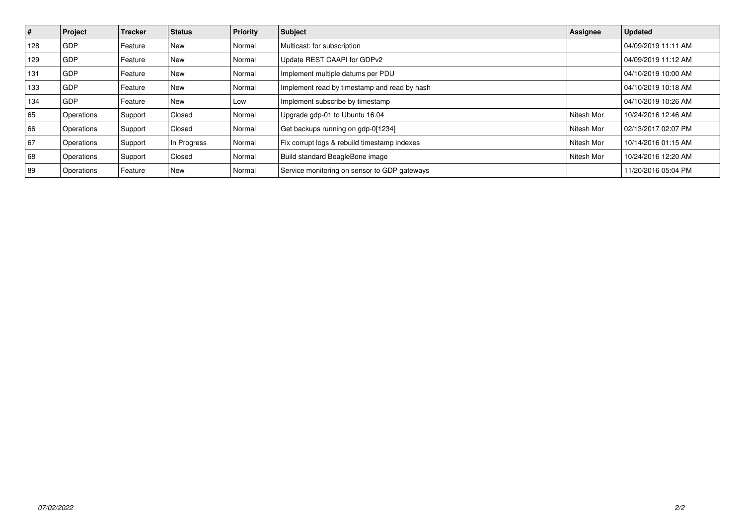| # | Project | Tracker | Status | Priority | Subject | Assignee | Updated |
| --- | --- | --- | --- | --- | --- | --- | --- |
| 128 | GDP | Feature | New | Normal | Multicast: for subscription | | 04/09/2019 11:11 AM |
| 129 | GDP | Feature | New | Normal | Update REST CAAPI for GDPv2 | | 04/09/2019 11:12 AM |
| 131 | GDP | Feature | New | Normal | Implement multiple datums per PDU | | 04/10/2019 10:00 AM |
| 133 | GDP | Feature | New | Normal | Implement read by timestamp and read by hash | | 04/10/2019 10:18 AM |
| 134 | GDP | Feature | New | Low | Implement subscribe by timestamp | | 04/10/2019 10:26 AM |
| 65 | Operations | Support | Closed | Normal | Upgrade gdp-01 to Ubuntu 16.04 | Nitesh Mor | 10/24/2016 12:46 AM |
| 66 | Operations | Support | Closed | Normal | Get backups running on gdp-0[1234] | Nitesh Mor | 02/13/2017 02:07 PM |
| 67 | Operations | Support | In Progress | Normal | Fix corrupt logs & rebuild timestamp indexes | Nitesh Mor | 10/14/2016 01:15 AM |
| 68 | Operations | Support | Closed | Normal | Build standard BeagleBone image | Nitesh Mor | 10/24/2016 12:20 AM |
| 89 | Operations | Feature | New | Normal | Service monitoring on sensor to GDP gateways | | 11/20/2016 05:04 PM |